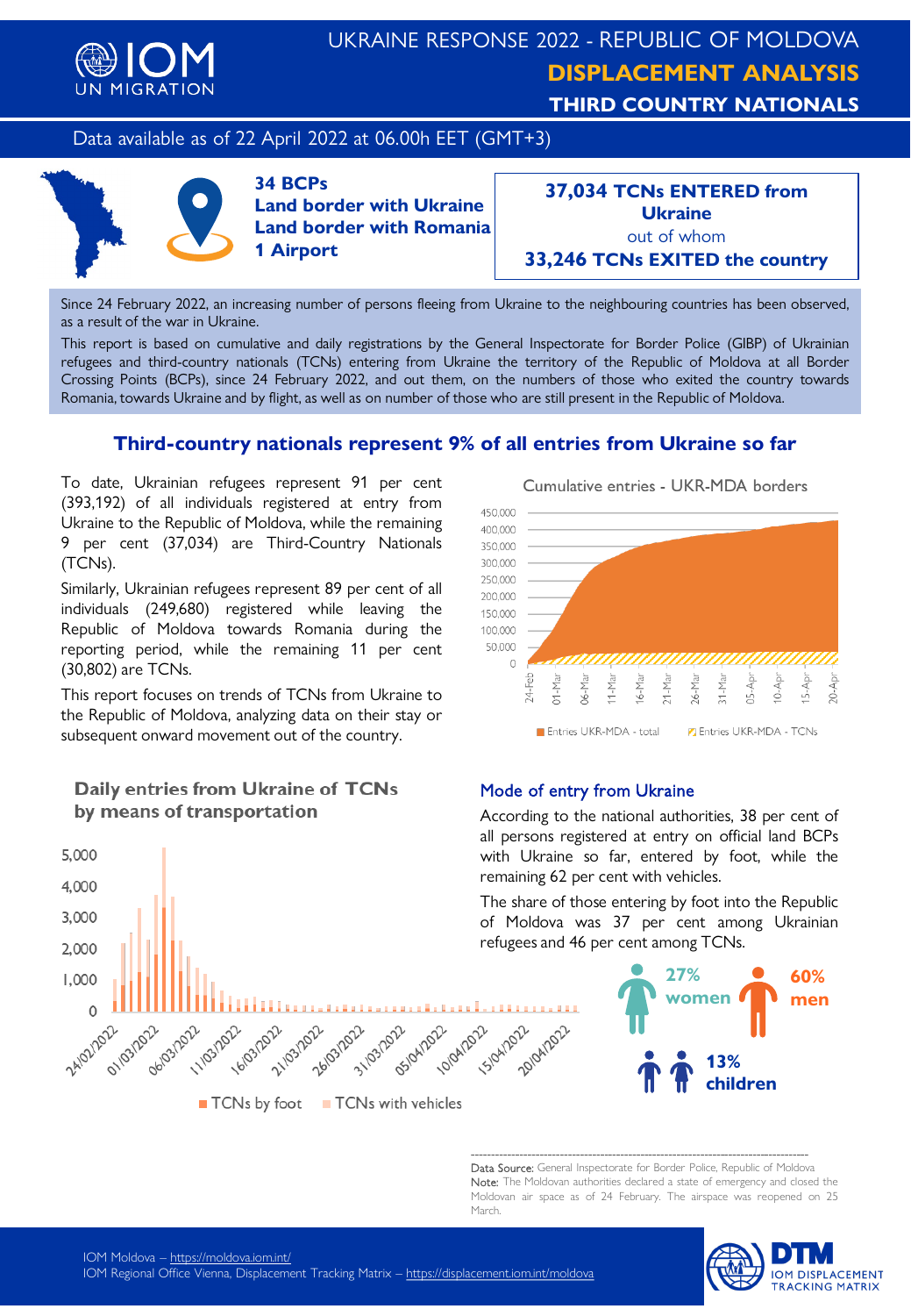# UKRAINE RESPONSE 2022 - REPUBLIC OF MOLDOVA

## DISPLACEMENT ANALYSIS

### THIRD COUNTRY NATIONALS

Data available as of 22 April 2022 at 06.00h EET (GMT+3)

**34 BCPs**
**Land border with Ukraine**
**Land border with Romania**
**1 Airport**

**37,034 TCNs ENTERED from Ukraine**
out of whom
**33,246 TCNs EXITED the country**

Since 24 February 2022, an increasing number of persons fleeing from Ukraine to the neighbouring countries has been observed, as a result of the war in Ukraine.

This report is based on cumulative and daily registrations by the General Inspectorate for Border Police (GIBP) of Ukrainian refugees and third-country nationals (TCNs) entering from Ukraine the territory of the Republic of Moldova at all Border Crossing Points (BCPs), since 24 February 2022, and out them, on the numbers of those who exited the country towards Romania, towards Ukraine and by flight, as well as on number of those who are still present in the Republic of Moldova.

## Third-country nationals represent 9% of all entries from Ukraine so far

To date, Ukrainian refugees represent 91 per cent (393,192) of all individuals registered at entry from Ukraine to the Republic of Moldova, while the remaining 9 per cent (37,034) are Third-Country Nationals (TCNs).

Similarly, Ukrainian refugees represent 89 per cent of all individuals (249,680) registered while leaving the Republic of Moldova towards Romania during the reporting period, while the remaining 11 per cent (30,802) are TCNs.

This report focuses on trends of TCNs from Ukraine to the Republic of Moldova, analyzing data on their stay or subsequent onward movement out of the country.

Cumulative entries - UKR-MDA borders

Entries UKR-MDA - total | Entries UKR-MDA - TCNs

### Daily entries from Ukraine of TCNs by means of transportation

TCNs by foot | TCNs with vehicles

### Mode of entry from Ukraine

According to the national authorities, 38 per cent of all persons registered at entry on official land BCPs with Ukraine so far, entered by foot, while the remaining 62 per cent with vehicles.

The share of those entering by foot into the Republic of Moldova was 37 per cent among Ukrainian refugees and 46 per cent among TCNs.

**27% women**
**60% men**
**13% children**

---

Data Source: General Inspectorate for Border Police, Republic of Moldova
Note: The Moldovan authorities declared a state of emergency and closed the Moldovan air space as of 24 February. The airspace was reopened on 25 March.

IOM Moldova – https://moldova.iom.int/
IOM Regional Office Vienna, Displacement Tracking Matrix – https://displacement.iom.int/moldova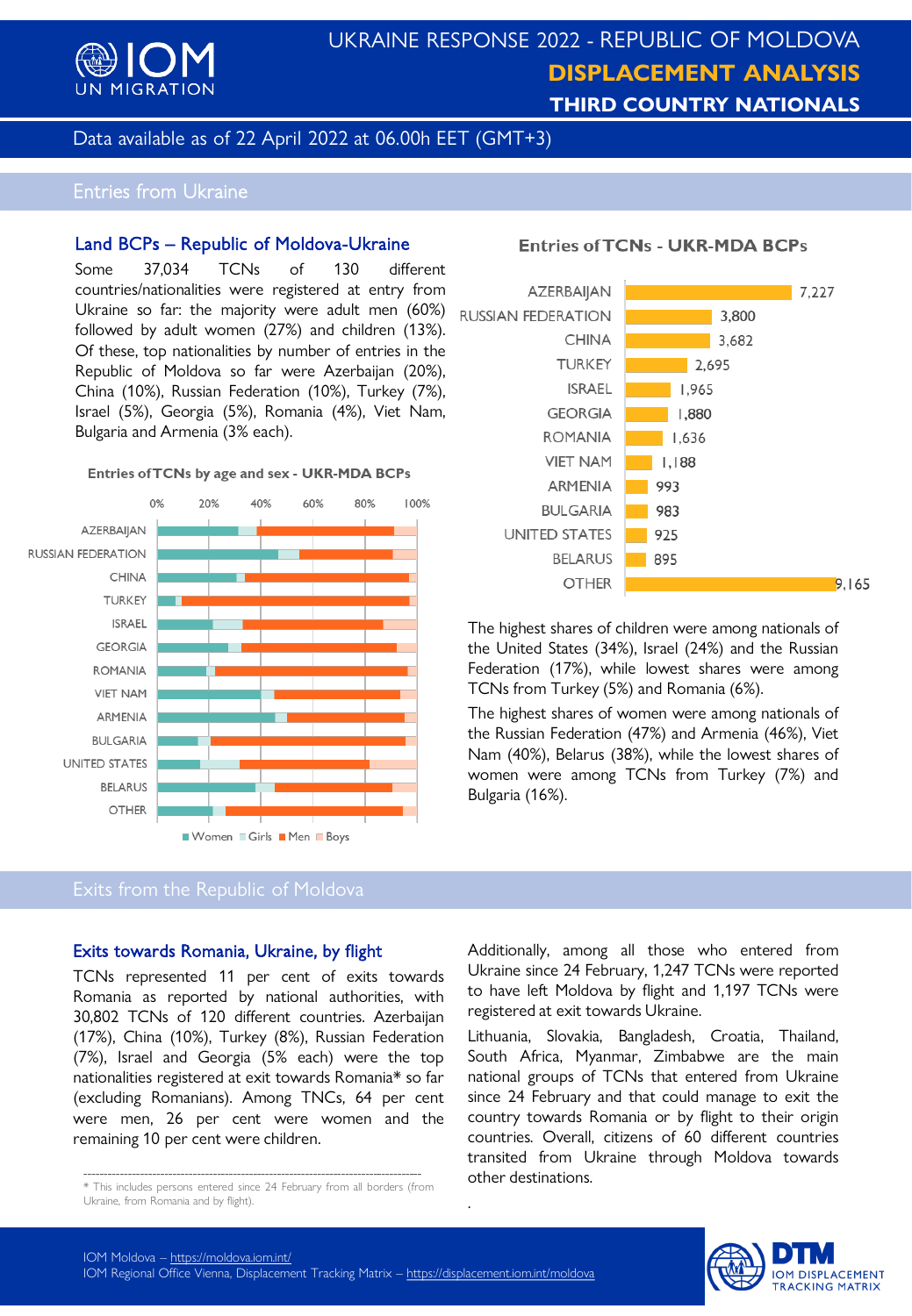# UKRAINE RESPONSE 2022 - REPUBLIC OF MOLDOVA

## DISPLACEMENT ANALYSIS

### THIRD COUNTRY NATIONALS

Data available as of 22 April 2022 at 06.00h EET (GMT+3)

## Entries from Ukraine

### Land BCPs – Republic of Moldova-Ukraine

Some 37,034 TCNs of 130 different countries/nationalities were registered at entry from Ukraine so far: the majority were adult men (60%) followed by adult women (27%) and children (13%). Of these, top nationalities by number of entries in the Republic of Moldova so far were Azerbaijan (20%), China (10%), Russian Federation (10%), Turkey (7%), Israel (5%), Georgia (5%), Romania (4%), Viet Nam, Bulgaria and Armenia (3% each).

**Entries of TCNs by age and sex - UKR-MDA BCPs**

**Entries of TCNs - UKR-MDA BCPs**

| Country | Entries |
|---|---|
| AZERBAIJAN | 7,227 |
| RUSSIAN FEDERATION | 3,800 |
| CHINA | 3,682 |
| TURKEY | 2,695 |
| ISRAEL | 1,965 |
| GEORGIA | 1,880 |
| ROMANIA | 1,636 |
| VIET NAM | 1,188 |
| ARMENIA | 993 |
| BULGARIA | 983 |
| UNITED STATES | 925 |
| BELARUS | 895 |
| OTHER | 9,165 |

The highest shares of children were among nationals of the United States (34%), Israel (24%) and the Russian Federation (17%), while lowest shares were among TCNs from Turkey (5%) and Romania (6%).

The highest shares of women were among nationals of the Russian Federation (47%) and Armenia (46%), Viet Nam (40%), Belarus (38%), while the lowest shares of women were among TCNs from Turkey (7%) and Bulgaria (16%).

## Exits from the Republic of Moldova

### Exits towards Romania, Ukraine, by flight

TCNs represented 11 per cent of exits towards Romania as reported by national authorities, with 30,802 TCNs of 120 different countries. Azerbaijan (17%), China (10%), Turkey (8%), Russian Federation (7%), Israel and Georgia (5% each) were the top nationalities registered at exit towards Romania* so far (excluding Romanians). Among TNCs, 64 per cent were men, 26 per cent were women and the remaining 10 per cent were children.

Additionally, among all those who entered from Ukraine since 24 February, 1,247 TCNs were reported to have left Moldova by flight and 1,197 TCNs were registered at exit towards Ukraine.

Lithuania, Slovakia, Bangladesh, Croatia, Thailand, South Africa, Myanmar, Zimbabwe are the main national groups of TCNs that entered from Ukraine since 24 February and that could manage to exit the country towards Romania or by flight to their origin countries. Overall, citizens of 60 different countries transited from Ukraine through Moldova towards other destinations.

* This includes persons entered since 24 February from all borders (from Ukraine, from Romania and by flight).

IOM Moldova – https://moldova.iom.int/
IOM Regional Office Vienna, Displacement Tracking Matrix – https://displacement.iom.int/moldova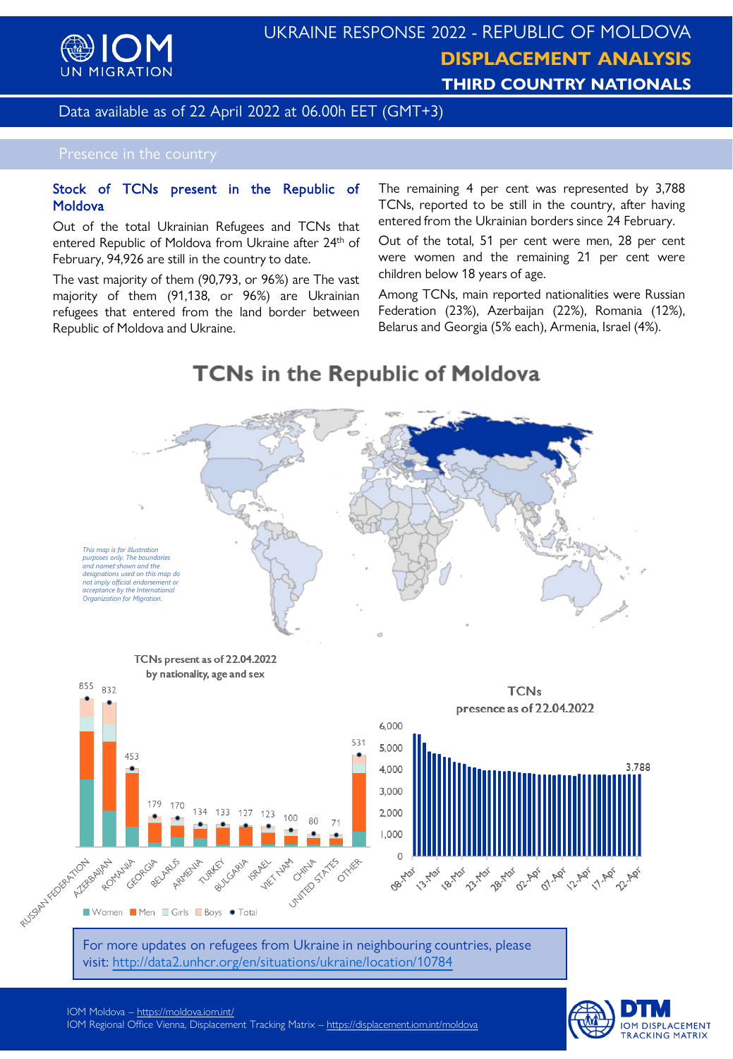# UKRAINE RESPONSE 2022 - REPUBLIC OF MOLDOVA

## DISPLACEMENT ANALYSIS

### THIRD COUNTRY NATIONALS

Data available as of 22 April 2022 at 06.00h EET (GMT+3)

## Presence in the country

### Stock of TCNs present in the Republic of Moldova

Out of the total Ukrainian Refugees and TCNs that entered Republic of Moldova from Ukraine after 24th of February, 94,926 are still in the country to date.

The vast majority of them (90,793, or 96%) are The vast majority of them (91,138, or 96%) are Ukrainian refugees that entered from the land border between Republic of Moldova and Ukraine.

The remaining 4 per cent was represented by 3,788 TCNs, reported to be still in the country, after having entered from the Ukrainian borders since 24 February.

Out of the total, 51 per cent were men, 28 per cent were women and the remaining 21 per cent were children below 18 years of age.

Among TCNs, main reported nationalities were Russian Federation (23%), Azerbaijan (22%), Romania (12%), Belarus and Georgia (5% each), Armenia, Israel (4%).

## TCNs in the Republic of Moldova

*This map is for illustration purposes only. The boundaries and names shown and the designations used on this map do not imply official endorsement or acceptance by the International Organization for Migration.*

TCNs present as of 22.04.2022
by nationality, age and sex

855 RUSSIAN FEDERATION
832 AZERBAIJAN
453 ROMANIA
179 GEORGIA
170 BELARUS
134 ARMENIA
133 TURKEY
127 BULGARIA
123 ISRAEL
100 VIET NAM
80 CHINA
71 UNITED STATES
531 OTHER

Women, Men, Girls, Boys, Total

TCNs
presence as of 22.04.2022

6,000
5,000
4,000
3,000
2,000
1,000
0

08-Mar, 13-Mar, 18-Mar, 23-Mar, 28-Mar, 02-Apr, 07-Apr, 12-Apr, 17-Apr, 22-Apr

3,788

For more updates on refugees from Ukraine in neighbouring countries, please visit: http://data2.unhcr.org/en/situations/ukraine/location/10784

IOM Moldova – https://moldova.iom.int/
IOM Regional Office Vienna, Displacement Tracking Matrix – https://displacement.iom.int/moldova